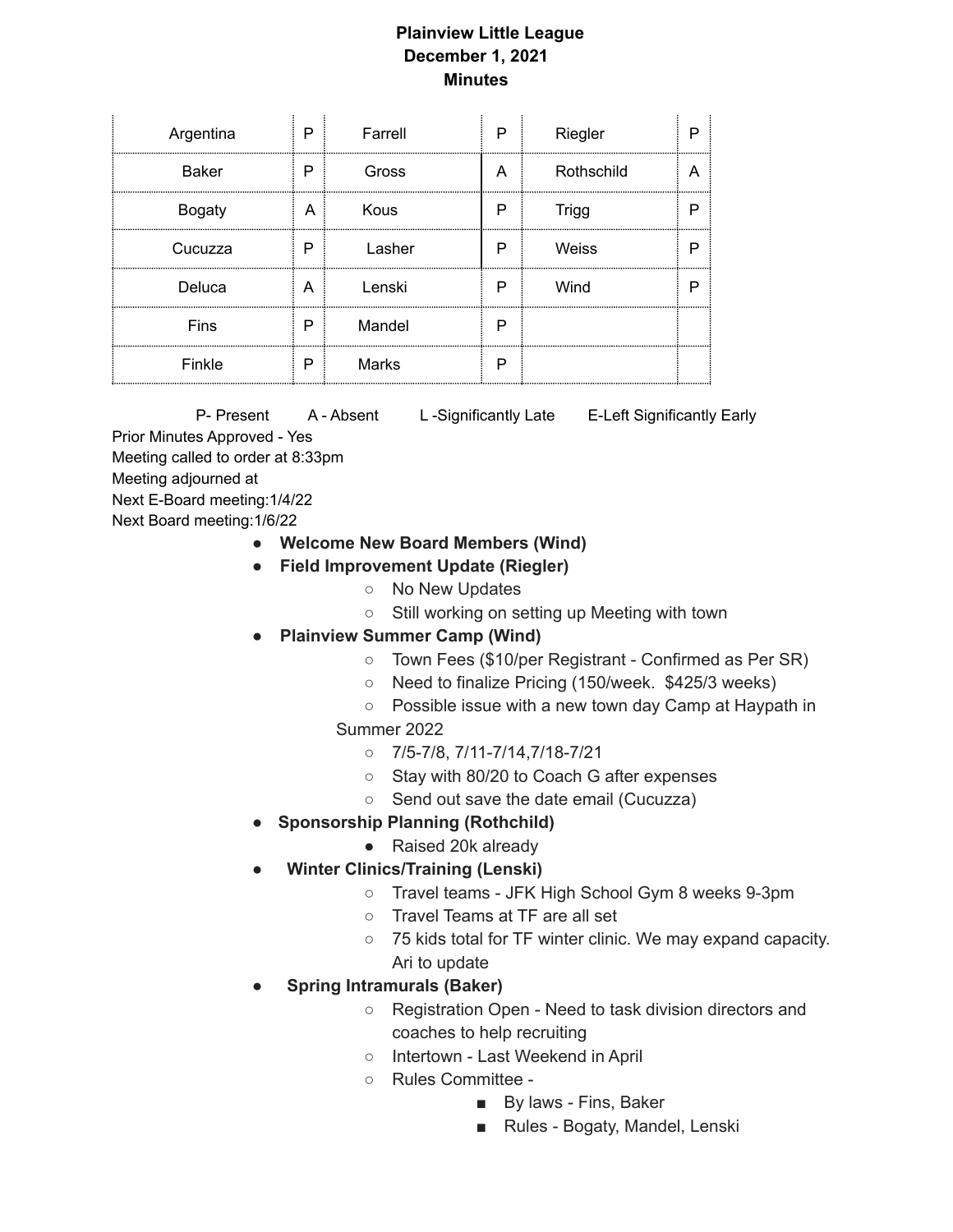# Plainview Little League
## December 1, 2021
## Minutes

| | | | | | |
|---|---|---|---|---|---|
| Argentina | P | Farrell | P | Riegler | P |
| Baker | P | Gross | A | Rothschild | A |
| Bogaty | A | Kous | P | Trigg | P |
| Cucuzza | P | Lasher | P | Weiss | P |
| Deluca | A | Lenski | P | Wind | P |
| Fins | P | Mandel | P | | |
| Finkle | P | Marks | P | | |

P- Present    A - Absent    L -Significantly Late    E-Left Significantly Early

Prior Minutes Approved - Yes
Meeting called to order at 8:33pm
Meeting adjourned at
Next E-Board meeting:1/4/22
Next Board meeting:1/6/22

- **Welcome New Board Members (Wind)**
- **Field Improvement Update (Riegler)**
  - No New Updates
  - Still working on setting up Meeting with town
- **Plainview Summer Camp (Wind)**
  - Town Fees ($10/per Registrant - Confirmed as Per SR)
  - Need to finalize Pricing (150/week. $425/3 weeks)
  - Possible issue with a new town day Camp at Haypath in Summer 2022
  - 7/5-7/8, 7/11-7/14,7/18-7/21
  - Stay with 80/20 to Coach G after expenses
  - Send out save the date email (Cucuzza)
- **Sponsorship Planning (Rothchild)**
  - Raised 20k already
- **Winter Clinics/Training (Lenski)**
  - Travel teams - JFK High School Gym 8 weeks 9-3pm
  - Travel Teams at TF are all set
  - 75 kids total for TF winter clinic. We may expand capacity. Ari to update
- **Spring Intramurals (Baker)**
  - Registration Open - Need to task division directors and coaches to help recruiting
  - Intertown - Last Weekend in April
  - Rules Committee -
    - By laws - Fins, Baker
    - Rules - Bogaty, Mandel, Lenski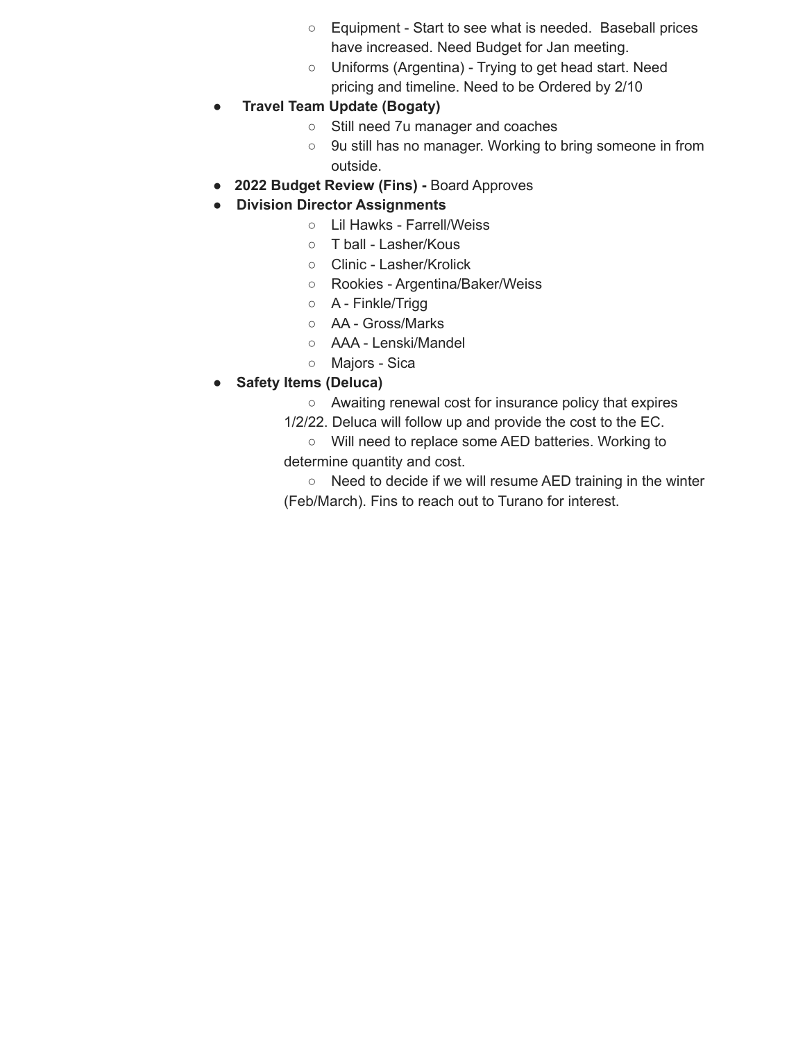- Equipment - Start to see what is needed.  Baseball prices have increased. Need Budget for Jan meeting.
  - Uniforms (Argentina) - Trying to get head start. Need pricing and timeline. Need to be Ordered by 2/10
- **Travel Team Update (Bogaty)**
  - Still need 7u manager and coaches
  - 9u still has no manager. Working to bring someone in from outside.
- **2022 Budget Review (Fins) -** Board Approves
- **Division Director Assignments**
  - Lil Hawks - Farrell/Weiss
  - T ball - Lasher/Kous
  - Clinic - Lasher/Krolick
  - Rookies - Argentina/Baker/Weiss
  - A - Finkle/Trigg
  - AA - Gross/Marks
  - AAA - Lenski/Mandel
  - Majors - Sica
- **Safety Items (Deluca)**
  - Awaiting renewal cost for insurance policy that expires 1/2/22. Deluca will follow up and provide the cost to the EC.
  - Will need to replace some AED batteries. Working to determine quantity and cost.
  - Need to decide if we will resume AED training in the winter (Feb/March). Fins to reach out to Turano for interest.